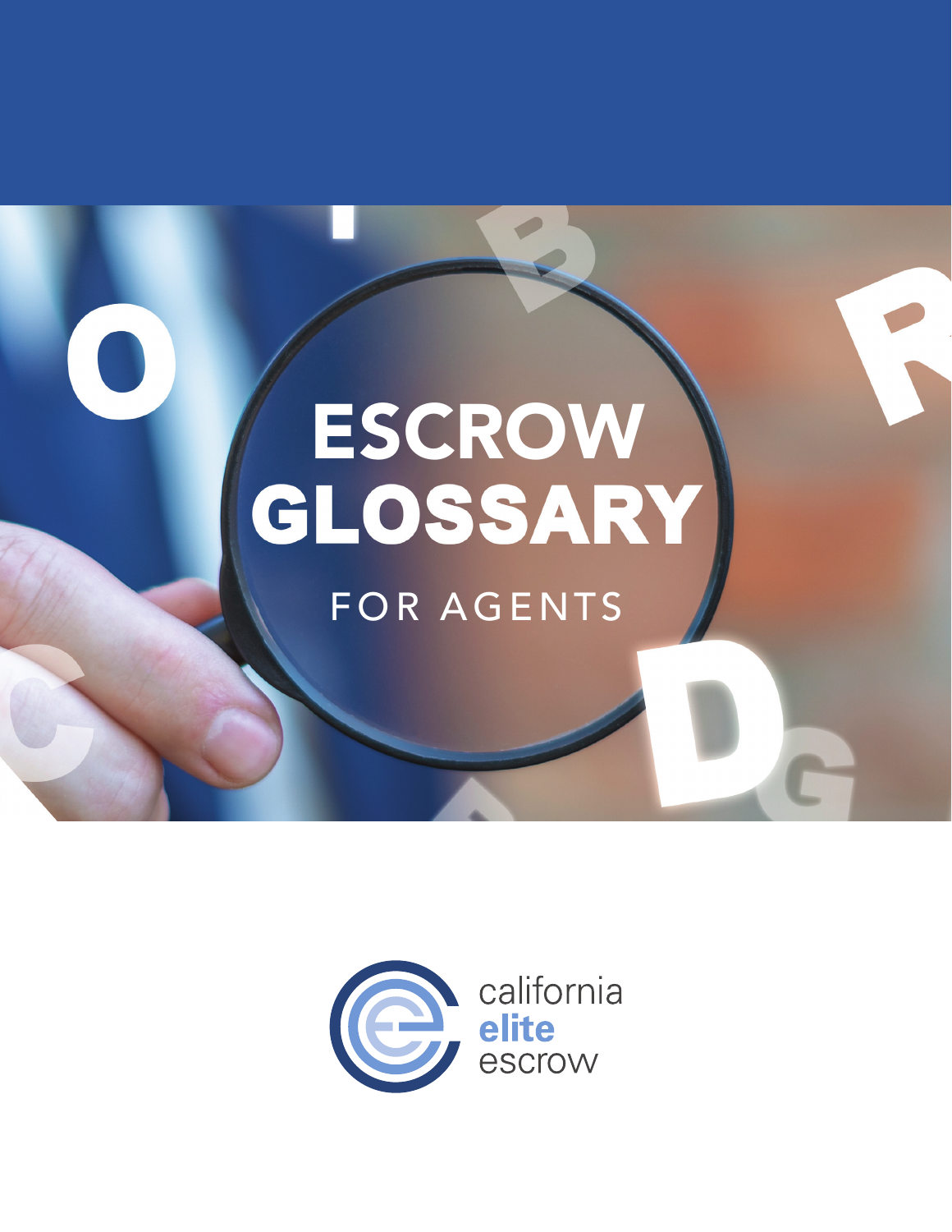# ESCROW GLOSSARY

## FOR AGENTS

california **elite** escrow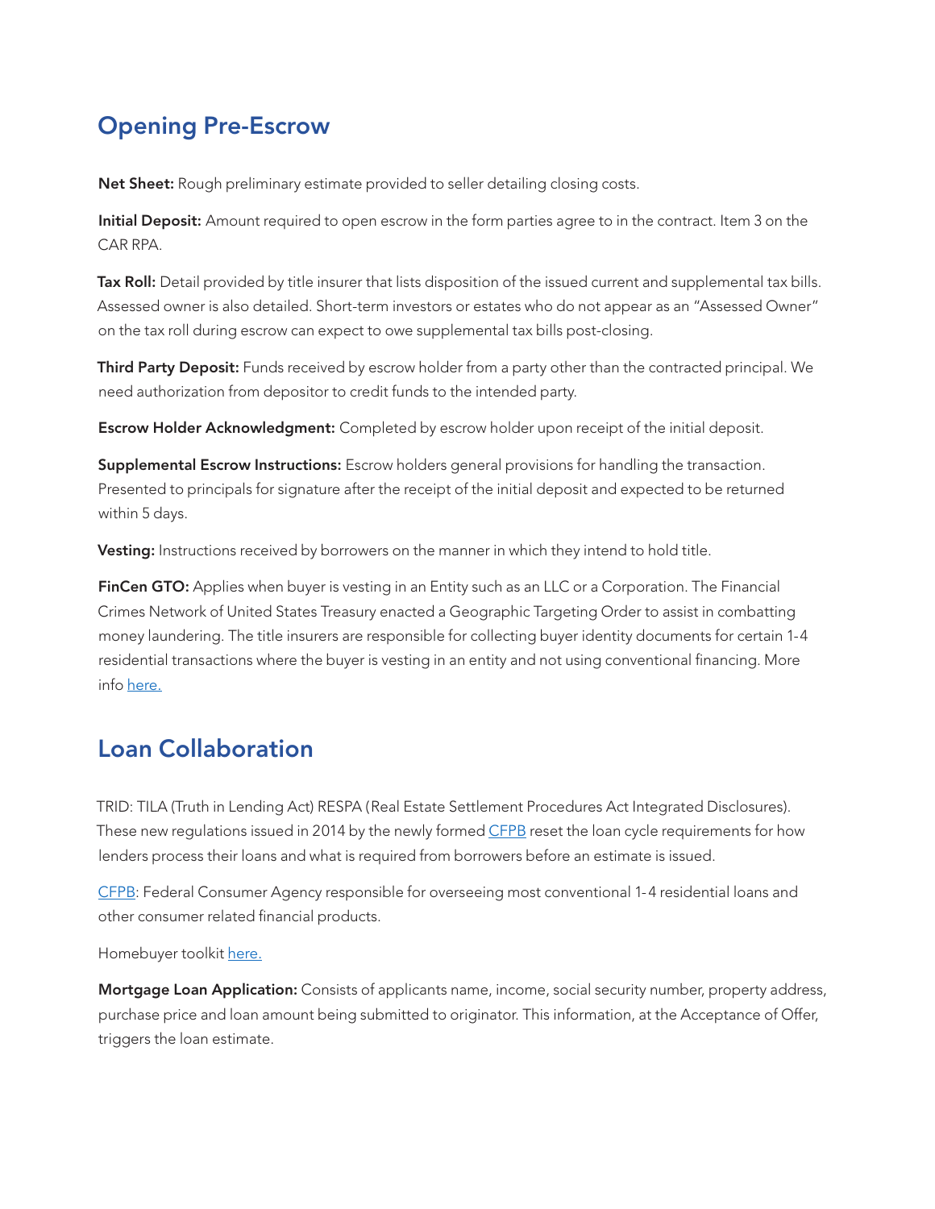## Opening Pre-Escrow

**Net Sheet:** Rough preliminary estimate provided to seller detailing closing costs.

**Initial Deposit:** Amount required to open escrow in the form parties agree to in the contract. Item 3 on the CAR RPA.

**Tax Roll:** Detail provided by title insurer that lists disposition of the issued current and supplemental tax bills. Assessed owner is also detailed. Short-term investors or estates who do not appear as an "Assessed Owner" on the tax roll during escrow can expect to owe supplemental tax bills post-closing.

**Third Party Deposit:** Funds received by escrow holder from a party other than the contracted principal. We need authorization from depositor to credit funds to the intended party.

**Escrow Holder Acknowledgment:** Completed by escrow holder upon receipt of the initial deposit.

**Supplemental Escrow Instructions:** Escrow holders general provisions for handling the transaction. Presented to principals for signature after the receipt of the initial deposit and expected to be returned within 5 days.

**Vesting:** Instructions received by borrowers on the manner in which they intend to hold title.

**FinCen GTO:** Applies when buyer is vesting in an Entity such as an LLC or a Corporation. The Financial Crimes Network of United States Treasury enacted a Geographic Targeting Order to assist in combatting money laundering. The title insurers are responsible for collecting buyer identity documents for certain 1-4 residential transactions where the buyer is vesting in an entity and not using conventional financing. More info here.

## Loan Collaboration

TRID: TILA (Truth in Lending Act) RESPA (Real Estate Settlement Procedures Act Integrated Disclosures). These new regulations issued in 2014 by the newly formed CFPB reset the loan cycle requirements for how lenders process their loans and what is required from borrowers before an estimate is issued.

CFPB: Federal Consumer Agency responsible for overseeing most conventional 1-4 residential loans and other consumer related financial products.

Homebuyer toolkit here.

**Mortgage Loan Application:** Consists of applicants name, income, social security number, property address, purchase price and loan amount being submitted to originator. This information, at the Acceptance of Offer, triggers the loan estimate.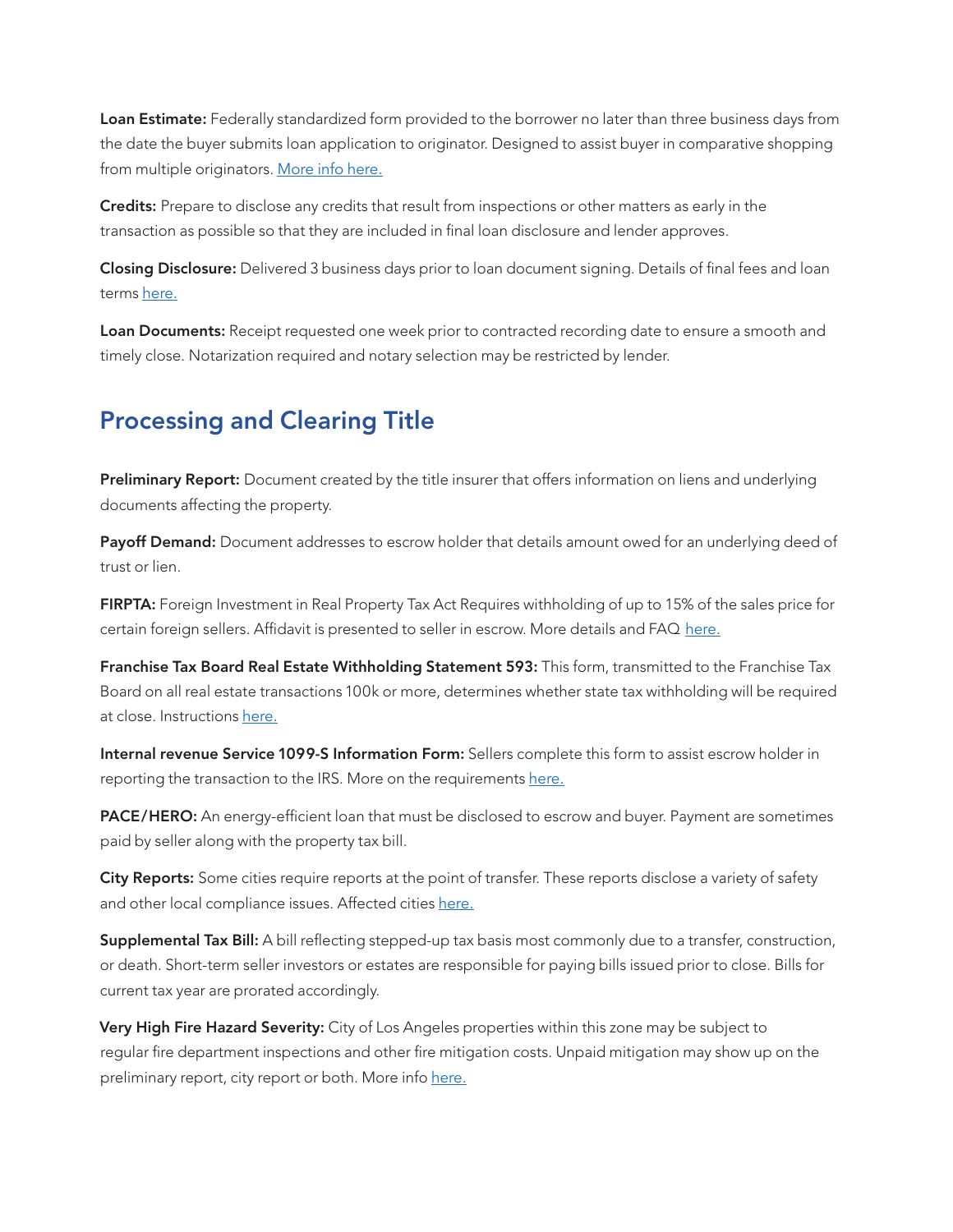**Loan Estimate:** Federally standardized form provided to the borrower no later than three business days from the date the buyer submits loan application to originator. Designed to assist buyer in comparative shopping from multiple originators. More info here.

**Credits:** Prepare to disclose any credits that result from inspections or other matters as early in the transaction as possible so that they are included in final loan disclosure and lender approves.

**Closing Disclosure:** Delivered 3 business days prior to loan document signing. Details of final fees and loan terms here.

**Loan Documents:** Receipt requested one week prior to contracted recording date to ensure a smooth and timely close. Notarization required and notary selection may be restricted by lender.

## Processing and Clearing Title

**Preliminary Report:** Document created by the title insurer that offers information on liens and underlying documents affecting the property.

**Payoff Demand:** Document addresses to escrow holder that details amount owed for an underlying deed of trust or lien.

**FIRPTA:** Foreign Investment in Real Property Tax Act Requires withholding of up to 15% of the sales price for certain foreign sellers. Affidavit is presented to seller in escrow. More details and FAQ here.

**Franchise Tax Board Real Estate Withholding Statement 593:** This form, transmitted to the Franchise Tax Board on all real estate transactions 100k or more, determines whether state tax withholding will be required at close. Instructions here.

**Internal revenue Service 1099-S Information Form:** Sellers complete this form to assist escrow holder in reporting the transaction to the IRS. More on the requirements here.

**PACE/HERO:** An energy-efficient loan that must be disclosed to escrow and buyer. Payment are sometimes paid by seller along with the property tax bill.

**City Reports:** Some cities require reports at the point of transfer. These reports disclose a variety of safety and other local compliance issues. Affected cities here.

**Supplemental Tax Bill:** A bill reflecting stepped-up tax basis most commonly due to a transfer, construction, or death. Short-term seller investors or estates are responsible for paying bills issued prior to close. Bills for current tax year are prorated accordingly.

**Very High Fire Hazard Severity:** City of Los Angeles properties within this zone may be subject to regular fire department inspections and other fire mitigation costs. Unpaid mitigation may show up on the preliminary report, city report or both. More info here.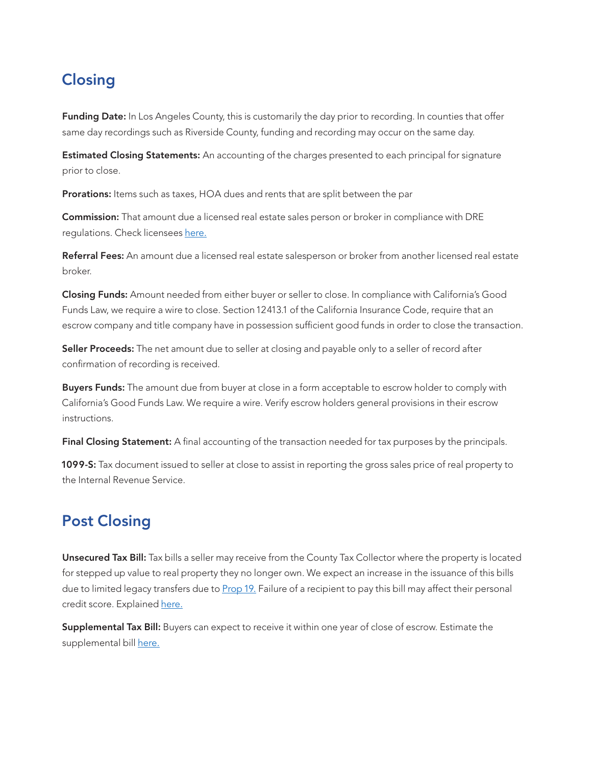## Closing

**Funding Date:** In Los Angeles County, this is customarily the day prior to recording. In counties that offer same day recordings such as Riverside County, funding and recording may occur on the same day.

**Estimated Closing Statements:** An accounting of the charges presented to each principal for signature prior to close.

**Prorations:** Items such as taxes, HOA dues and rents that are split between the par

**Commission:** That amount due a licensed real estate sales person or broker in compliance with DRE regulations. Check licensees here.

**Referral Fees:** An amount due a licensed real estate salesperson or broker from another licensed real estate broker.

**Closing Funds:** Amount needed from either buyer or seller to close. In compliance with California's Good Funds Law, we require a wire to close. Section 12413.1 of the California Insurance Code, require that an escrow company and title company have in possession sufficient good funds in order to close the transaction.

**Seller Proceeds:** The net amount due to seller at closing and payable only to a seller of record after confirmation of recording is received.

**Buyers Funds:** The amount due from buyer at close in a form acceptable to escrow holder to comply with California's Good Funds Law. We require a wire. Verify escrow holders general provisions in their escrow instructions.

**Final Closing Statement:** A final accounting of the transaction needed for tax purposes by the principals.

**1099-S:** Tax document issued to seller at close to assist in reporting the gross sales price of real property to the Internal Revenue Service.

## Post Closing

**Unsecured Tax Bill:** Tax bills a seller may receive from the County Tax Collector where the property is located for stepped up value to real property they no longer own. We expect an increase in the issuance of this bills due to limited legacy transfers due to Prop 19. Failure of a recipient to pay this bill may affect their personal credit score. Explained here.

**Supplemental Tax Bill:** Buyers can expect to receive it within one year of close of escrow. Estimate the supplemental bill here.